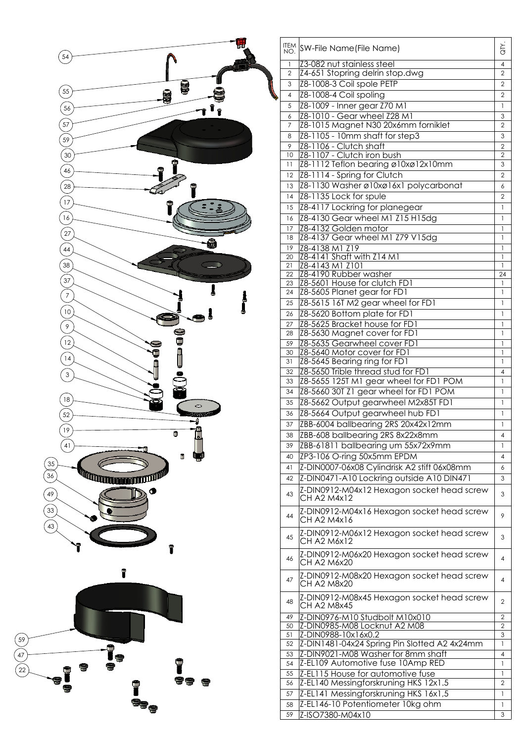| ITEM NO. | SW-File Name(File Name) | QTY. |
|---|---|---|
| 1 | Z3-082 nut stainless steel | 4 |
| 2 | Z4-651 Stopring delrin stop.dwg | 2 |
| 3 | Z8-1008-3 Coil spole PETP | 2 |
| 4 | Z8-1008-4 Coil spoling | 2 |
| 5 | Z8-1009 - Inner gear Z70 M1 | 1 |
| 6 | Z8-1010 - Gear wheel Z28 M1 | 3 |
| 7 | Z8-1015 Magnet N30 20x6mm forniklet | 2 |
| 8 | Z8-1105 - 10mm shaft for step3 | 3 |
| 9 | Z8-1106 - Clutch shaft | 2 |
| 10 | Z8-1107 - Clutch iron bush | 2 |
| 11 | Z8-1112 Teflon bearing ø10xø12x10mm | 3 |
| 12 | Z8-1114 - Spring for Clutch | 2 |
| 13 | Z8-1130 Washer ø10xø16x1 polycarbonat | 6 |
| 14 | Z8-1135 Lock for spule | 2 |
| 15 | Z8-4117 Lockring for planegear | 1 |
| 16 | Z8-4130 Gear wheel M1 Z15 H15dg | 1 |
| 17 | Z8-4132 Golden motor | 1 |
| 18 | Z8-4137 Gear wheel M1 Z79 V15dg | 1 |
| 19 | Z8-4138 M1 Z19 | 1 |
| 20 | Z8-4141 Shaft with Z14 M1 | 1 |
| 21 | Z8-4143 M1 Z101 | 1 |
| 22 | Z8-4190 Rubber washer | 24 |
| 23 | Z8-5601 House for clutch FD1 | 1 |
| 24 | Z8-5605 Planet gear for FD1 | 1 |
| 25 | Z8-5615 16T M2 gear wheel for FD1 | 1 |
| 26 | Z8-5620 Bottom plate for FD1 | 1 |
| 27 | Z8-5625 Bracket house for FD1 | 1 |
| 28 | Z8-5630 Magnet cover for FD1 | 1 |
| 59 | Z8-5635 Gearwheel cover FD1 | 1 |
| 30 | Z8-5640 Motor cover for FD1 | 1 |
| 31 | Z8-5645 Bearing ring for FD1 | 1 |
| 32 | Z8-5650 Trible thread stud for FD1 | 4 |
| 33 | Z8-5655 125T M1 gear wheel for FD1 POM | 1 |
| 34 | Z8-5660 30T Z1 gear wheel for FD1 POM | 1 |
| 35 | Z8-5662 Output gearwheel M2x85T FD1 | 1 |
| 36 | Z8-5664 Output gearwheel hub FD1 | 1 |
| 37 | ZBB-6004 ballbearing 2RS 20x42x12mm | 1 |
| 38 | ZBB-608 ballbearing 2RS 8x22x8mm | 4 |
| 39 | ZBB-61811 ballbearing um 55x72x9mm | 1 |
| 40 | ZP3-106 O-ring 50x5mm EPDM | 4 |
| 41 | Z-DIN0007-06x08 Cylindrisk A2 stift 06x08mm | 6 |
| 42 | Z-DIN0471-A10 Lockring outside A10 DIN471 | 3 |
| 43 | Z-DIN0912-M04x12 Hexagon socket head screw CH A2 M4x12 | 3 |
| 44 | Z-DIN0912-M04x16 Hexagon socket head screw CH A2 M4x16 | 9 |
| 45 | Z-DIN0912-M06x12 Hexagon socket head screw CH A2 M6x12 | 3 |
| 46 | Z-DIN0912-M06x20 Hexagon socket head screw CH A2 M6x20 | 4 |
| 47 | Z-DIN0912-M08x20 Hexagon socket head screw CH A2 M8x20 | 4 |
| 48 | Z-DIN0912-M08x45 Hexagon socket head screw CH A2 M8x45 | 2 |
| 49 | Z-DIN0976-M10 Studbolt M10x010 | 2 |
| 50 | Z-DIN0985-M08 Locknut A2 M08 | 2 |
| 51 | Z-DIN0988-10x16x0.2 | 3 |
| 52 | Z-DIN1481-04x24 Spring Pin Slotted A2 4x24mm | 1 |
| 53 | Z-DIN9021-M08 Washer for 8mm shaft | 4 |
| 54 | Z-EL109 Automotive fuse 10Amp RED | 1 |
| 55 | Z-EL115 House for automotive fuse | 1 |
| 56 | Z-EL140 Messingforskruning HKS 12x1.5 | 2 |
| 57 | Z-EL141 Messingforskruning HKS 16x1,5 | 1 |
| 58 | Z-EL146-10 Potentiometer 10kg ohm | 1 |
| 59 | Z-ISO7380-M04x10 | 3 |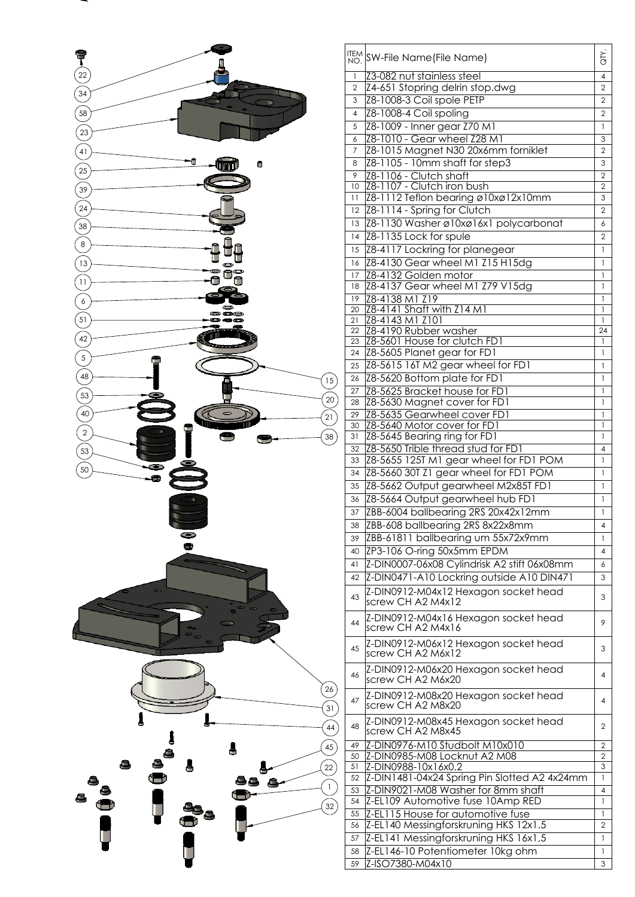| ITEM NO. | SW-File Name(File Name) | QTY. |
|---|---|---|
| 1 | Z3-082 nut stainless steel | 4 |
| 2 | Z4-651 Stopring delrin stop.dwg | 2 |
| 3 | Z8-1008-3 Coil spole PETP | 2 |
| 4 | Z8-1008-4 Coil spoling | 2 |
| 5 | Z8-1009 - Inner gear Z70 M1 | 1 |
| 6 | Z8-1010 - Gear wheel Z28 M1 | 3 |
| 7 | Z8-1015 Magnet N30 20x6mm forniklet | 2 |
| 8 | Z8-1105 - 10mm shaft for step3 | 3 |
| 9 | Z8-1106 - Clutch shaft | 2 |
| 10 | Z8-1107 - Clutch iron bush | 2 |
| 11 | Z8-1112 Teflon bearing ø10xø12x10mm | 3 |
| 12 | Z8-1114 - Spring for Clutch | 2 |
| 13 | Z8-1130 Washer ø10xø16x1 polycarbonat | 6 |
| 14 | Z8-1135 Lock for spule | 2 |
| 15 | Z8-4117 Lockring for planegear | 1 |
| 16 | Z8-4130 Gear wheel M1 Z15 H15dg | 1 |
| 17 | Z8-4132 Golden motor | 1 |
| 18 | Z8-4137 Gear wheel M1 Z79 V15dg | 1 |
| 19 | Z8-4138 M1 Z19 | 1 |
| 20 | Z8-4141 Shaft with Z14 M1 | 1 |
| 21 | Z8-4143 M1 Z101 | 1 |
| 22 | Z8-4190 Rubber washer | 24 |
| 23 | Z8-5601 House for clutch FD1 | 1 |
| 24 | Z8-5605 Planet gear for FD1 | 1 |
| 25 | Z8-5615 16T M2 gear wheel for FD1 | 1 |
| 26 | Z8-5620 Bottom plate for FD1 | 1 |
| 27 | Z8-5625 Bracket house for FD1 | 1 |
| 28 | Z8-5630 Magnet cover for FD1 | 1 |
| 29 | Z8-5635 Gearwheel cover FD1 | 1 |
| 30 | Z8-5640 Motor cover for FD1 | 1 |
| 31 | Z8-5645 Bearing ring for FD1 | 1 |
| 32 | Z8-5650 Trible thread stud for FD1 | 4 |
| 33 | Z8-5655 125T M1 gear wheel for FD1 POM | 1 |
| 34 | Z8-5660 30T Z1 gear wheel for FD1 POM | 1 |
| 35 | Z8-5662 Output gearwheel M2x85T FD1 | 1 |
| 36 | Z8-5664 Output gearwheel hub FD1 | 1 |
| 37 | ZBB-6004 ballbearing 2RS 20x42x12mm | 1 |
| 38 | ZBB-608 ballbearing 2RS 8x22x8mm | 4 |
| 39 | ZBB-61811 ballbearing um 55x72x9mm | 1 |
| 40 | ZP3-106 O-ring 50x5mm EPDM | 4 |
| 41 | Z-DIN0007-06x08 Cylindrisk A2 stift 06x08mm | 6 |
| 42 | Z-DIN0471-A10 Lockring outside A10 DIN471 | 3 |
| 43 | Z-DIN0912-M04x12 Hexagon socket head screw CH A2 M4x12 | 3 |
| 44 | Z-DIN0912-M04x16 Hexagon socket head screw CH A2 M4x16 | 9 |
| 45 | Z-DIN0912-M06x12 Hexagon socket head screw CH A2 M6x12 | 3 |
| 46 | Z-DIN0912-M06x20 Hexagon socket head screw CH A2 M6x20 | 4 |
| 47 | Z-DIN0912-M08x20 Hexagon socket head screw CH A2 M8x20 | 4 |
| 48 | Z-DIN0912-M08x45 Hexagon socket head screw CH A2 M8x45 | 2 |
| 49 | Z-DIN0976-M10 Studbolt M10x010 | 2 |
| 50 | Z-DIN0985-M08 Locknut A2 M08 | 2 |
| 51 | Z-DIN0988-10x16x0.2 | 3 |
| 52 | Z-DIN1481-04x24 Spring Pin Slotted A2 4x24mm | 1 |
| 53 | Z-DIN9021-M08 Washer for 8mm shaft | 4 |
| 54 | Z-EL109 Automotive fuse 10Amp RED | 1 |
| 55 | Z-EL115 House for automotive fuse | 1 |
| 56 | Z-EL140 Messingforskruning HKS 12x1.5 | 2 |
| 57 | Z-EL141 Messingforskruning HKS 16x1,5 | 1 |
| 58 | Z-EL146-10 Potentiometer 10kg ohm | 1 |
| 59 | Z-ISO7380-M04x10 | 3 |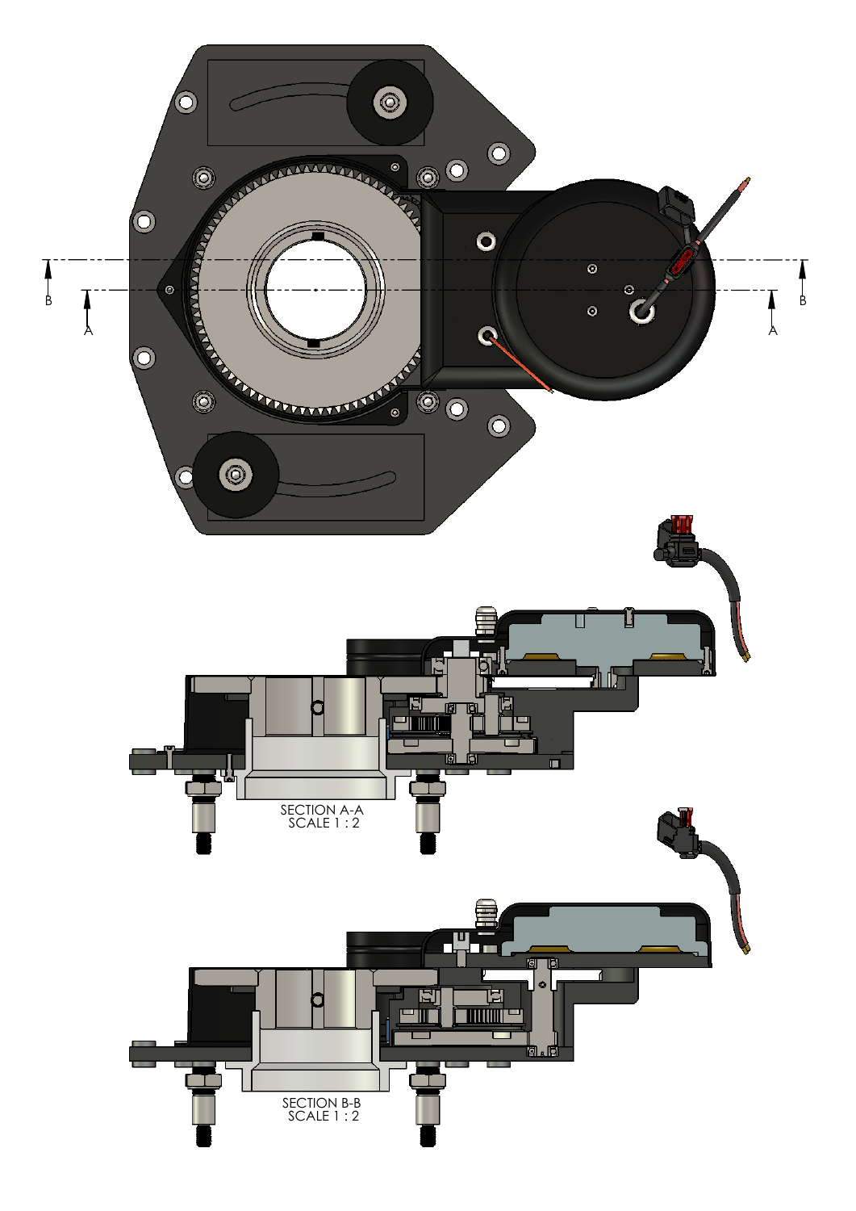B

A

B

A

SECTION A-A
SCALE 1 : 2

SECTION B-B
SCALE 1 : 2